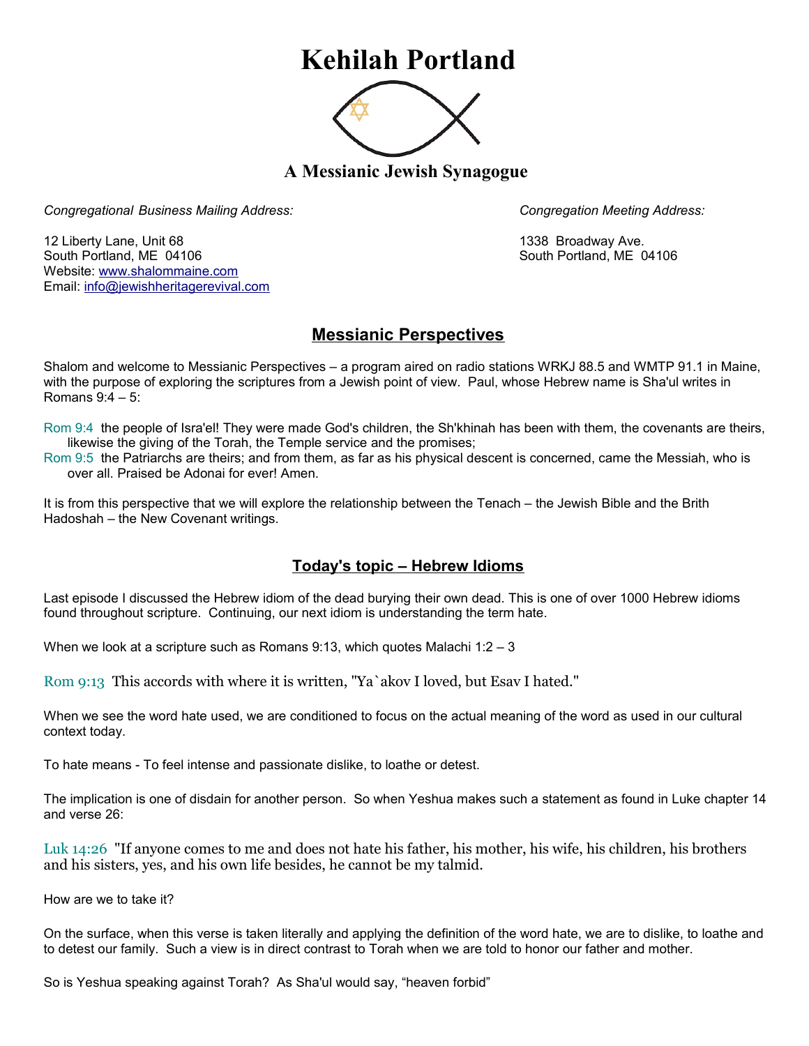# Kehilah Portland

### A Messianic Jewish Synagogue

*Congregational Business Mailing Address:*

12 Liberty Lane, Unit 68
South Portland, ME 04106
Website: www.shalommaine.com
Email: info@jewishheritagerevival.com

*Congregation Meeting Address:*

1338 Broadway Ave.
South Portland, ME 04106

## Messianic Perspectives

Shalom and welcome to Messianic Perspectives – a program aired on radio stations WRKJ 88.5 and WMTP 91.1 in Maine, with the purpose of exploring the scriptures from a Jewish point of view. Paul, whose Hebrew name is Sha'ul writes in Romans 9:4 – 5:

Rom 9:4 the people of Isra'el! They were made God's children, the Sh'khinah has been with them, the covenants are theirs, likewise the giving of the Torah, the Temple service and the promises;
Rom 9:5 the Patriarchs are theirs; and from them, as far as his physical descent is concerned, came the Messiah, who is over all. Praised be Adonai for ever! Amen.

It is from this perspective that we will explore the relationship between the Tenach – the Jewish Bible and the Brith Hadoshah – the New Covenant writings.

## Today's topic – Hebrew Idioms

Last episode I discussed the Hebrew idiom of the dead burying their own dead. This is one of over 1000 Hebrew idioms found throughout scripture. Continuing, our next idiom is understanding the term hate.

When we look at a scripture such as Romans 9:13, which quotes Malachi 1:2 – 3

Rom 9:13 This accords with where it is written, "Ya`akov I loved, but Esav I hated."

When we see the word hate used, we are conditioned to focus on the actual meaning of the word as used in our cultural context today.

To hate means - To feel intense and passionate dislike, to loathe or detest.

The implication is one of disdain for another person. So when Yeshua makes such a statement as found in Luke chapter 14 and verse 26:

Luk 14:26 "If anyone comes to me and does not hate his father, his mother, his wife, his children, his brothers and his sisters, yes, and his own life besides, he cannot be my talmid.

How are we to take it?

On the surface, when this verse is taken literally and applying the definition of the word hate, we are to dislike, to loathe and to detest our family. Such a view is in direct contrast to Torah when we are told to honor our father and mother.

So is Yeshua speaking against Torah? As Sha'ul would say, "heaven forbid"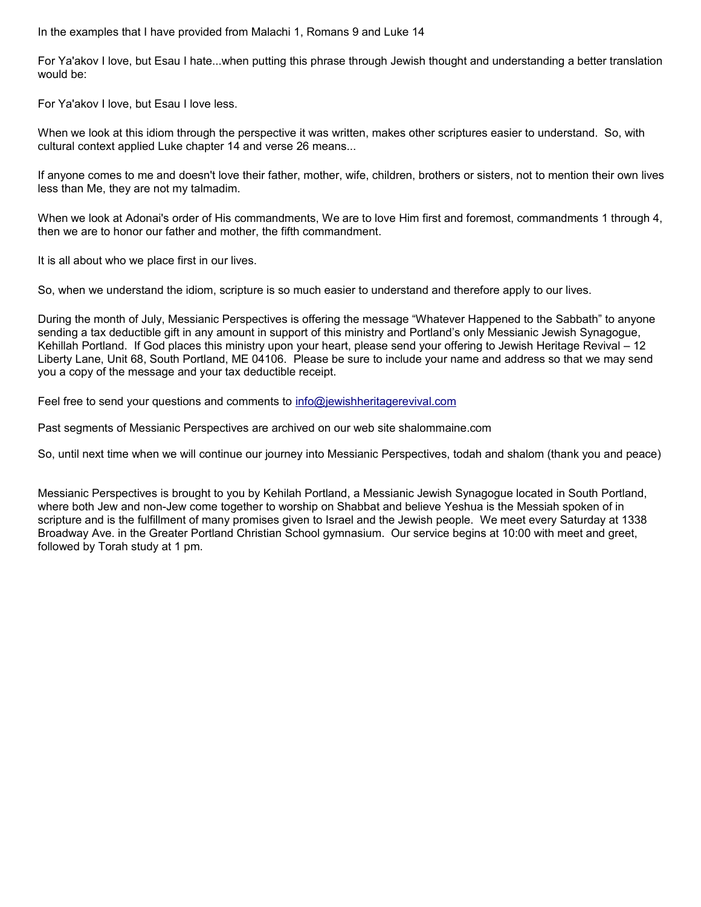In the examples that I have provided from Malachi 1, Romans 9 and Luke 14

For Ya'akov I love, but Esau I hate...when putting this phrase through Jewish thought and understanding a better translation would be:

For Ya'akov I love, but Esau I love less.

When we look at this idiom through the perspective it was written, makes other scriptures easier to understand. So, with cultural context applied Luke chapter 14 and verse 26 means...

If anyone comes to me and doesn't love their father, mother, wife, children, brothers or sisters, not to mention their own lives less than Me, they are not my talmadim.

When we look at Adonai's order of His commandments, We are to love Him first and foremost, commandments 1 through 4, then we are to honor our father and mother, the fifth commandment.

It is all about who we place first in our lives.

So, when we understand the idiom, scripture is so much easier to understand and therefore apply to our lives.

During the month of July, Messianic Perspectives is offering the message "Whatever Happened to the Sabbath" to anyone sending a tax deductible gift in any amount in support of this ministry and Portland's only Messianic Jewish Synagogue, Kehillah Portland. If God places this ministry upon your heart, please send your offering to Jewish Heritage Revival – 12 Liberty Lane, Unit 68, South Portland, ME 04106. Please be sure to include your name and address so that we may send you a copy of the message and your tax deductible receipt.

Feel free to send your questions and comments to [info@jewishheritagerevival.com](mailto:info@jewishheritagerevival.com)

Past segments of Messianic Perspectives are archived on our web site shalommaine.com

So, until next time when we will continue our journey into Messianic Perspectives, todah and shalom (thank you and peace)

Messianic Perspectives is brought to you by Kehilah Portland, a Messianic Jewish Synagogue located in South Portland, where both Jew and non-Jew come together to worship on Shabbat and believe Yeshua is the Messiah spoken of in scripture and is the fulfillment of many promises given to Israel and the Jewish people. We meet every Saturday at 1338 Broadway Ave. in the Greater Portland Christian School gymnasium. Our service begins at 10:00 with meet and greet, followed by Torah study at 1 pm.